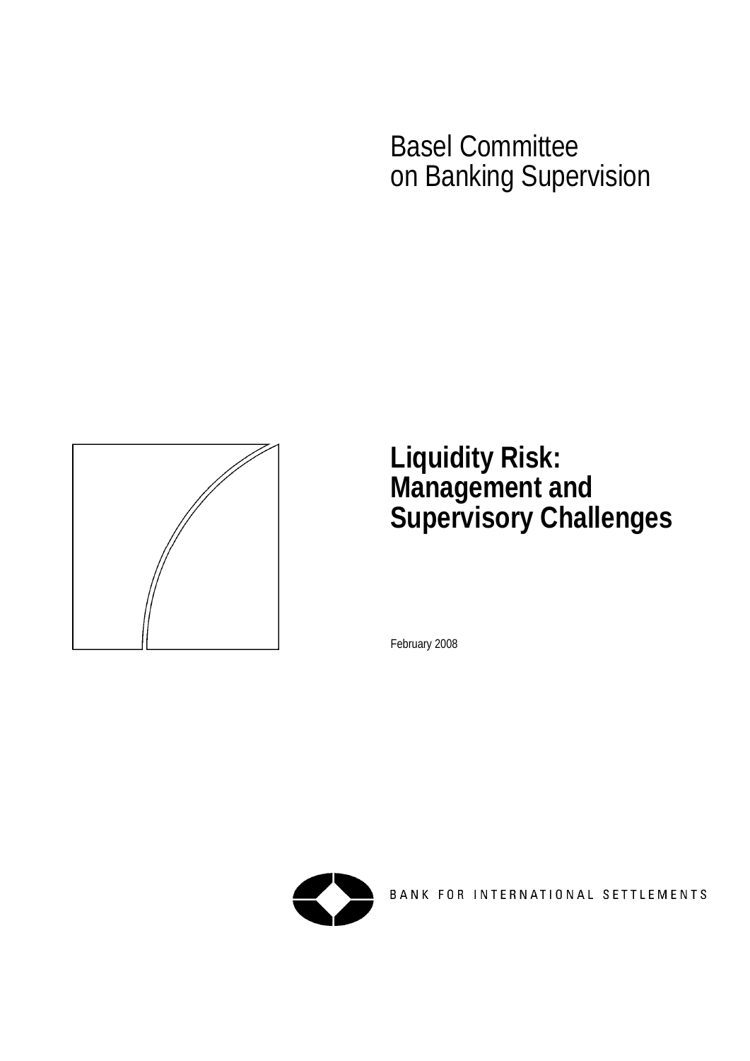Basel Committee
on Banking Supervision

# Liquidity Risk: Management and Supervisory Challenges

February 2008

BANK FOR INTERNATIONAL SETTLEMENTS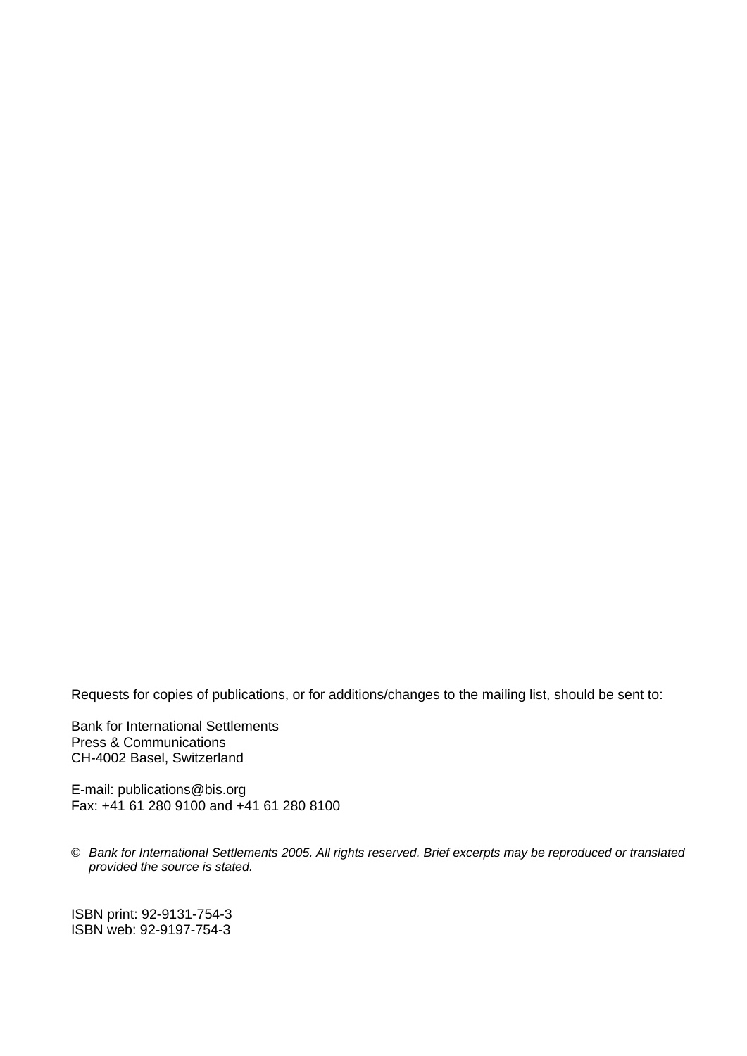Requests for copies of publications, or for additions/changes to the mailing list, should be sent to:

Bank for International Settlements
Press & Communications
CH-4002 Basel, Switzerland

E-mail: publications@bis.org
Fax: +41 61 280 9100 and +41 61 280 8100

© *Bank for International Settlements 2005. All rights reserved. Brief excerpts may be reproduced or translated provided the source is stated.*

ISBN print: 92-9131-754-3
ISBN web: 92-9197-754-3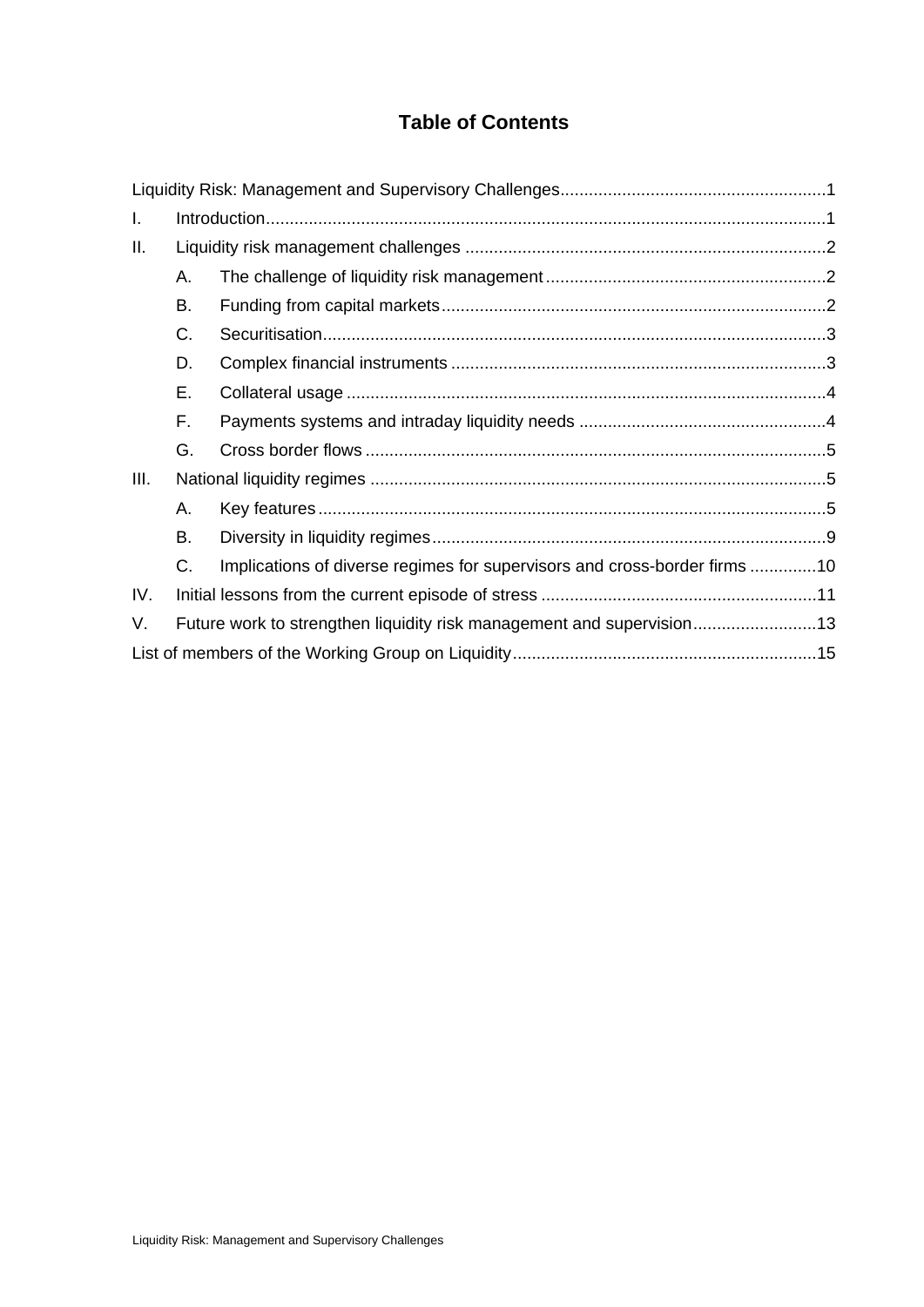# Table of Contents

Liquidity Risk: Management and Supervisory Challenges........................................................1

I. Introduction.....................................................................................................................1

II. Liquidity risk management challenges ............................................................................2

- A. The challenge of liquidity risk management...........................................................2
- B. Funding from capital markets.................................................................................2
- C. Securitisation.........................................................................................................3
- D. Complex financial instruments ..............................................................................3
- E. Collateral usage ....................................................................................................4
- F. Payments systems and intraday liquidity needs ....................................................4
- G. Cross border flows ................................................................................................5

III. National liquidity regimes ...............................................................................................5

- A. Key features..........................................................................................................5
- B. Diversity in liquidity regimes..................................................................................9
- C. Implications of diverse regimes for supervisors and cross-border firms ..............10

IV. Initial lessons from the current episode of stress ..........................................................11

V. Future work to strengthen liquidity risk management and supervision..........................13

List of members of the Working Group on Liquidity................................................................15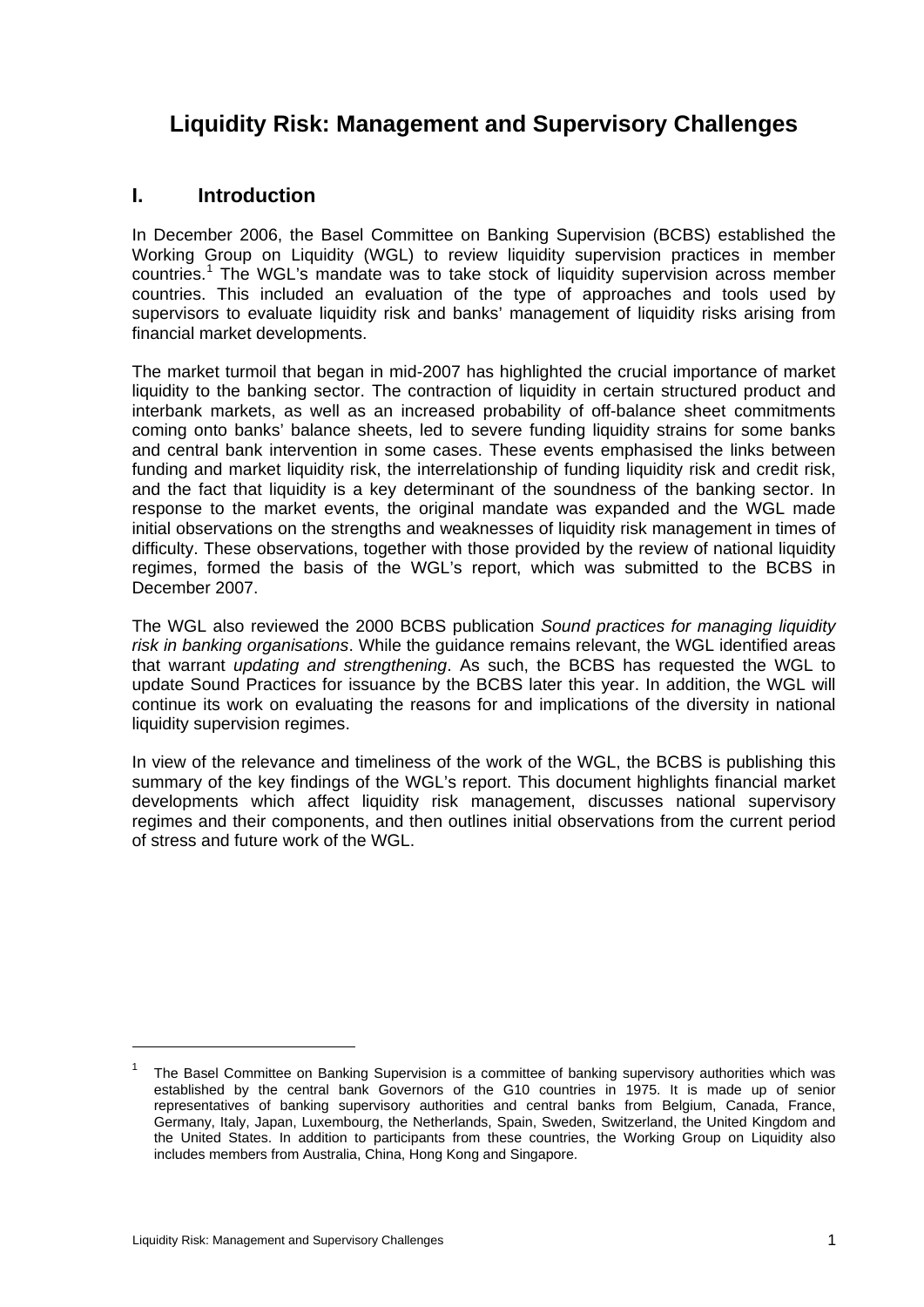# Liquidity Risk: Management and Supervisory Challenges

## I. Introduction

In December 2006, the Basel Committee on Banking Supervision (BCBS) established the Working Group on Liquidity (WGL) to review liquidity supervision practices in member countries.[1] The WGL's mandate was to take stock of liquidity supervision across member countries. This included an evaluation of the type of approaches and tools used by supervisors to evaluate liquidity risk and banks' management of liquidity risks arising from financial market developments.

The market turmoil that began in mid-2007 has highlighted the crucial importance of market liquidity to the banking sector. The contraction of liquidity in certain structured product and interbank markets, as well as an increased probability of off-balance sheet commitments coming onto banks' balance sheets, led to severe funding liquidity strains for some banks and central bank intervention in some cases. These events emphasised the links between funding and market liquidity risk, the interrelationship of funding liquidity risk and credit risk, and the fact that liquidity is a key determinant of the soundness of the banking sector. In response to the market events, the original mandate was expanded and the WGL made initial observations on the strengths and weaknesses of liquidity risk management in times of difficulty. These observations, together with those provided by the review of national liquidity regimes, formed the basis of the WGL's report, which was submitted to the BCBS in December 2007.

The WGL also reviewed the 2000 BCBS publication *Sound practices for managing liquidity risk in banking organisations*. While the guidance remains relevant, the WGL identified areas that warrant *updating and strengthening*. As such, the BCBS has requested the WGL to update Sound Practices for issuance by the BCBS later this year. In addition, the WGL will continue its work on evaluating the reasons for and implications of the diversity in national liquidity supervision regimes.

In view of the relevance and timeliness of the work of the WGL, the BCBS is publishing this summary of the key findings of the WGL's report. This document highlights financial market developments which affect liquidity risk management, discusses national supervisory regimes and their components, and then outlines initial observations from the current period of stress and future work of the WGL.

---

[1] The Basel Committee on Banking Supervision is a committee of banking supervisory authorities which was established by the central bank Governors of the G10 countries in 1975. It is made up of senior representatives of banking supervisory authorities and central banks from Belgium, Canada, France, Germany, Italy, Japan, Luxembourg, the Netherlands, Spain, Sweden, Switzerland, the United Kingdom and the United States. In addition to participants from these countries, the Working Group on Liquidity also includes members from Australia, China, Hong Kong and Singapore.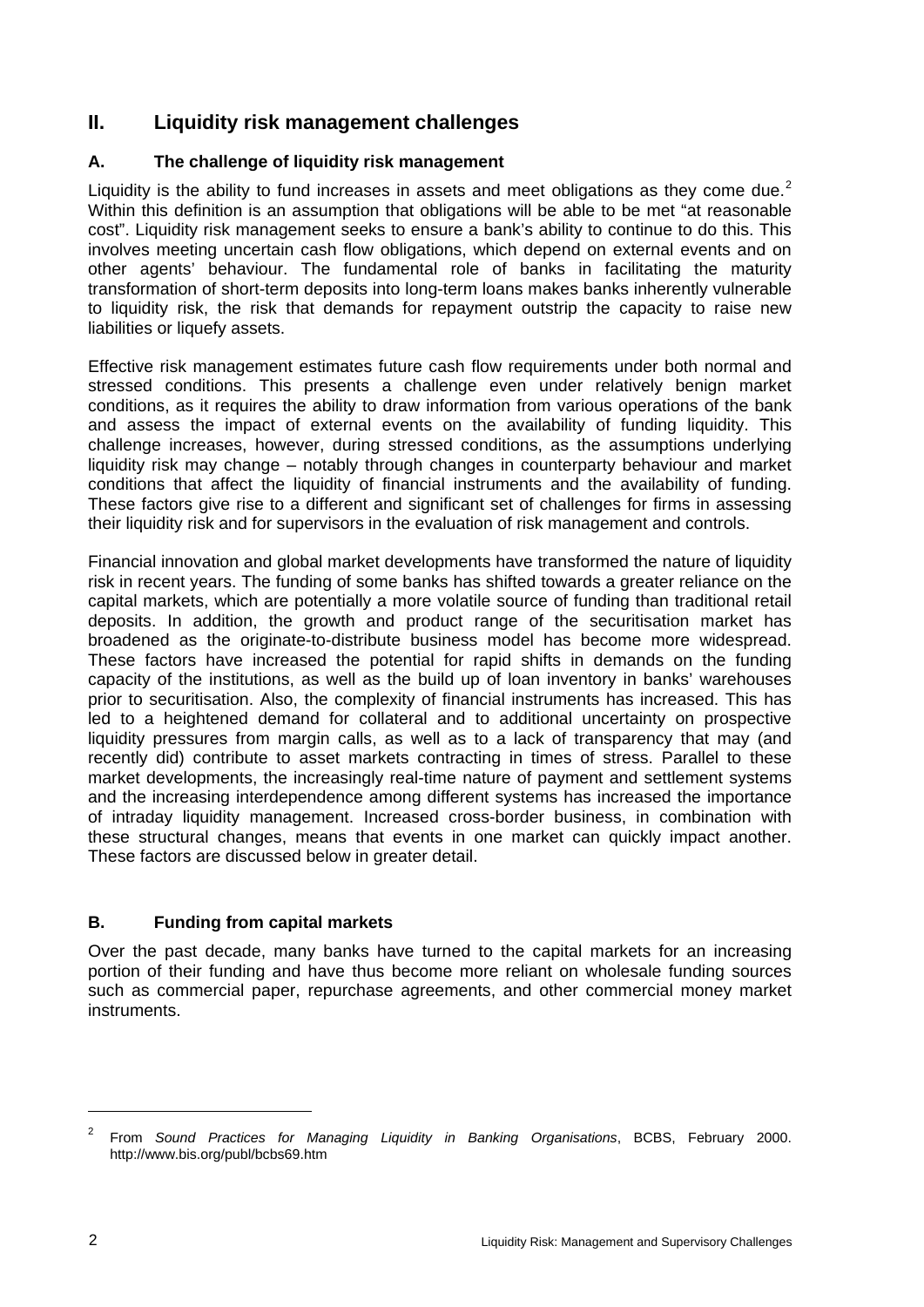## II. Liquidity risk management challenges

### A. The challenge of liquidity risk management

Liquidity is the ability to fund increases in assets and meet obligations as they come due.[2] Within this definition is an assumption that obligations will be able to be met "at reasonable cost". Liquidity risk management seeks to ensure a bank's ability to continue to do this. This involves meeting uncertain cash flow obligations, which depend on external events and on other agents' behaviour. The fundamental role of banks in facilitating the maturity transformation of short-term deposits into long-term loans makes banks inherently vulnerable to liquidity risk, the risk that demands for repayment outstrip the capacity to raise new liabilities or liquefy assets.

Effective risk management estimates future cash flow requirements under both normal and stressed conditions. This presents a challenge even under relatively benign market conditions, as it requires the ability to draw information from various operations of the bank and assess the impact of external events on the availability of funding liquidity. This challenge increases, however, during stressed conditions, as the assumptions underlying liquidity risk may change – notably through changes in counterparty behaviour and market conditions that affect the liquidity of financial instruments and the availability of funding. These factors give rise to a different and significant set of challenges for firms in assessing their liquidity risk and for supervisors in the evaluation of risk management and controls.

Financial innovation and global market developments have transformed the nature of liquidity risk in recent years. The funding of some banks has shifted towards a greater reliance on the capital markets, which are potentially a more volatile source of funding than traditional retail deposits. In addition, the growth and product range of the securitisation market has broadened as the originate-to-distribute business model has become more widespread. These factors have increased the potential for rapid shifts in demands on the funding capacity of the institutions, as well as the build up of loan inventory in banks' warehouses prior to securitisation. Also, the complexity of financial instruments has increased. This has led to a heightened demand for collateral and to additional uncertainty on prospective liquidity pressures from margin calls, as well as to a lack of transparency that may (and recently did) contribute to asset markets contracting in times of stress. Parallel to these market developments, the increasingly real-time nature of payment and settlement systems and the increasing interdependence among different systems has increased the importance of intraday liquidity management. Increased cross-border business, in combination with these structural changes, means that events in one market can quickly impact another. These factors are discussed below in greater detail.

### B. Funding from capital markets

Over the past decade, many banks have turned to the capital markets for an increasing portion of their funding and have thus become more reliant on wholesale funding sources such as commercial paper, repurchase agreements, and other commercial money market instruments.

---

[2] From *Sound Practices for Managing Liquidity in Banking Organisations*, BCBS, February 2000. http://www.bis.org/publ/bcbs69.htm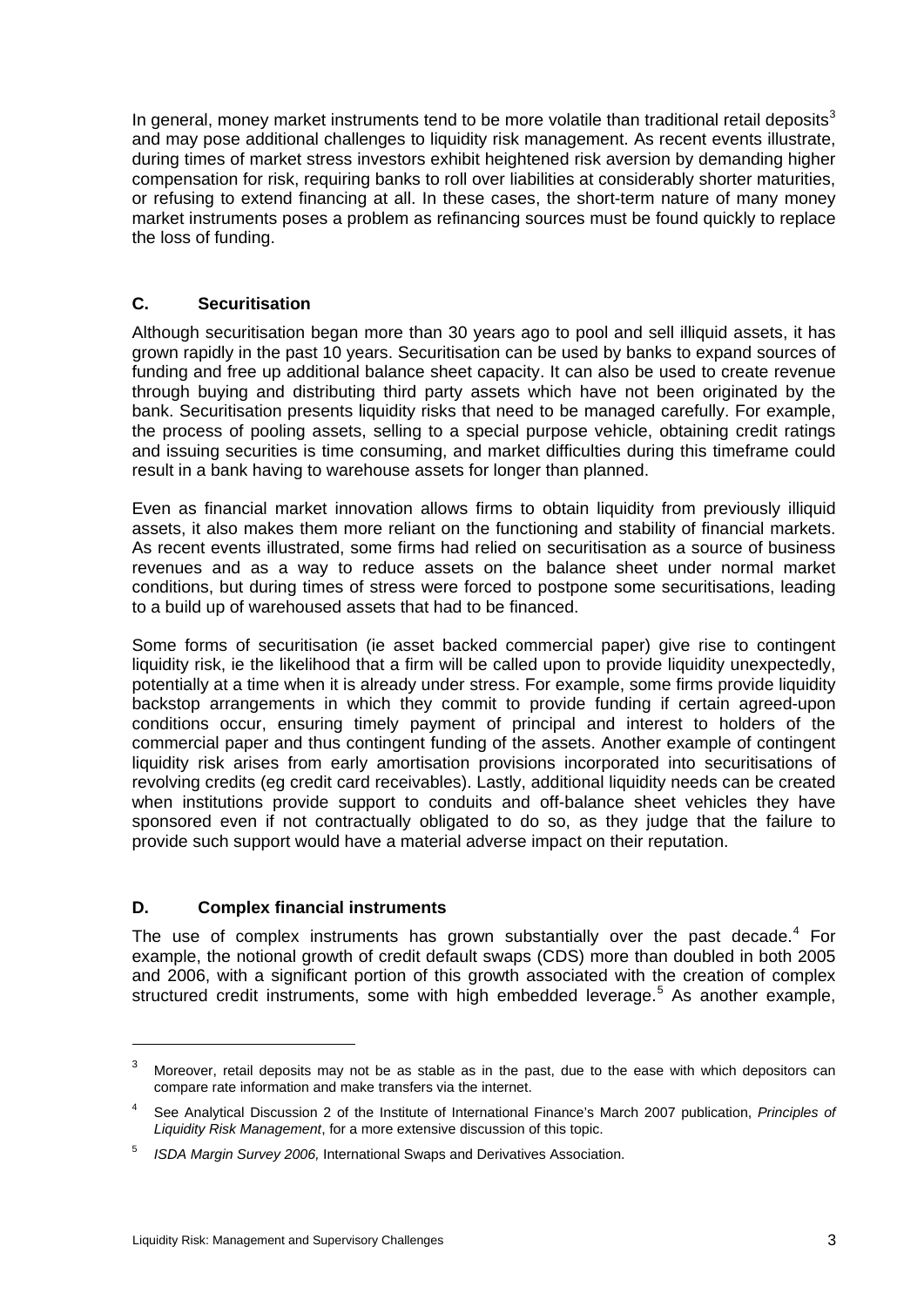In general, money market instruments tend to be more volatile than traditional retail deposits[3] and may pose additional challenges to liquidity risk management. As recent events illustrate, during times of market stress investors exhibit heightened risk aversion by demanding higher compensation for risk, requiring banks to roll over liabilities at considerably shorter maturities, or refusing to extend financing at all. In these cases, the short-term nature of many money market instruments poses a problem as refinancing sources must be found quickly to replace the loss of funding.

### C. Securitisation

Although securitisation began more than 30 years ago to pool and sell illiquid assets, it has grown rapidly in the past 10 years. Securitisation can be used by banks to expand sources of funding and free up additional balance sheet capacity. It can also be used to create revenue through buying and distributing third party assets which have not been originated by the bank. Securitisation presents liquidity risks that need to be managed carefully. For example, the process of pooling assets, selling to a special purpose vehicle, obtaining credit ratings and issuing securities is time consuming, and market difficulties during this timeframe could result in a bank having to warehouse assets for longer than planned.

Even as financial market innovation allows firms to obtain liquidity from previously illiquid assets, it also makes them more reliant on the functioning and stability of financial markets. As recent events illustrated, some firms had relied on securitisation as a source of business revenues and as a way to reduce assets on the balance sheet under normal market conditions, but during times of stress were forced to postpone some securitisations, leading to a build up of warehoused assets that had to be financed.

Some forms of securitisation (ie asset backed commercial paper) give rise to contingent liquidity risk, ie the likelihood that a firm will be called upon to provide liquidity unexpectedly, potentially at a time when it is already under stress. For example, some firms provide liquidity backstop arrangements in which they commit to provide funding if certain agreed-upon conditions occur, ensuring timely payment of principal and interest to holders of the commercial paper and thus contingent funding of the assets. Another example of contingent liquidity risk arises from early amortisation provisions incorporated into securitisations of revolving credits (eg credit card receivables). Lastly, additional liquidity needs can be created when institutions provide support to conduits and off-balance sheet vehicles they have sponsored even if not contractually obligated to do so, as they judge that the failure to provide such support would have a material adverse impact on their reputation.

### D. Complex financial instruments

The use of complex instruments has grown substantially over the past decade.[4] For example, the notional growth of credit default swaps (CDS) more than doubled in both 2005 and 2006, with a significant portion of this growth associated with the creation of complex structured credit instruments, some with high embedded leverage.[5] As another example,

---

[3] Moreover, retail deposits may not be as stable as in the past, due to the ease with which depositors can compare rate information and make transfers via the internet.

[4] See Analytical Discussion 2 of the Institute of International Finance's March 2007 publication, *Principles of Liquidity Risk Management*, for a more extensive discussion of this topic.

[5] *ISDA Margin Survey 2006,* International Swaps and Derivatives Association.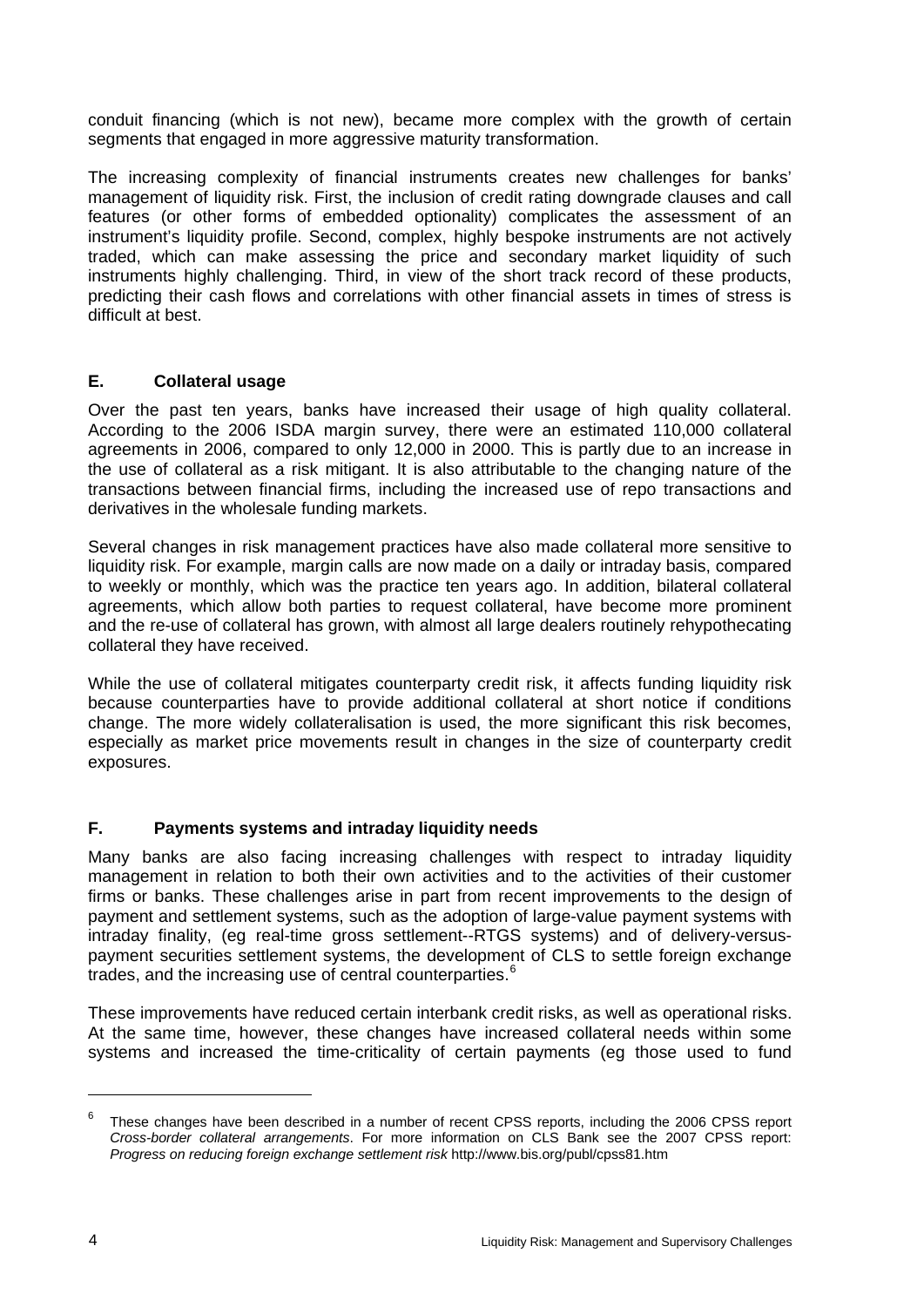conduit financing (which is not new), became more complex with the growth of certain segments that engaged in more aggressive maturity transformation.

The increasing complexity of financial instruments creates new challenges for banks' management of liquidity risk. First, the inclusion of credit rating downgrade clauses and call features (or other forms of embedded optionality) complicates the assessment of an instrument's liquidity profile. Second, complex, highly bespoke instruments are not actively traded, which can make assessing the price and secondary market liquidity of such instruments highly challenging. Third, in view of the short track record of these products, predicting their cash flows and correlations with other financial assets in times of stress is difficult at best.

### E. Collateral usage

Over the past ten years, banks have increased their usage of high quality collateral. According to the 2006 ISDA margin survey, there were an estimated 110,000 collateral agreements in 2006, compared to only 12,000 in 2000. This is partly due to an increase in the use of collateral as a risk mitigant. It is also attributable to the changing nature of the transactions between financial firms, including the increased use of repo transactions and derivatives in the wholesale funding markets.

Several changes in risk management practices have also made collateral more sensitive to liquidity risk. For example, margin calls are now made on a daily or intraday basis, compared to weekly or monthly, which was the practice ten years ago. In addition, bilateral collateral agreements, which allow both parties to request collateral, have become more prominent and the re-use of collateral has grown, with almost all large dealers routinely rehypothecating collateral they have received.

While the use of collateral mitigates counterparty credit risk, it affects funding liquidity risk because counterparties have to provide additional collateral at short notice if conditions change. The more widely collateralisation is used, the more significant this risk becomes, especially as market price movements result in changes in the size of counterparty credit exposures.

### F. Payments systems and intraday liquidity needs

Many banks are also facing increasing challenges with respect to intraday liquidity management in relation to both their own activities and to the activities of their customer firms or banks. These challenges arise in part from recent improvements to the design of payment and settlement systems, such as the adoption of large-value payment systems with intraday finality, (eg real-time gross settlement--RTGS systems) and of delivery-versus-payment securities settlement systems, the development of CLS to settle foreign exchange trades, and the increasing use of central counterparties.[6]

These improvements have reduced certain interbank credit risks, as well as operational risks. At the same time, however, these changes have increased collateral needs within some systems and increased the time-criticality of certain payments (eg those used to fund

---

[6] These changes have been described in a number of recent CPSS reports, including the 2006 CPSS report *Cross-border collateral arrangements*. For more information on CLS Bank see the 2007 CPSS report: *Progress on reducing foreign exchange settlement risk* http://www.bis.org/publ/cpss81.htm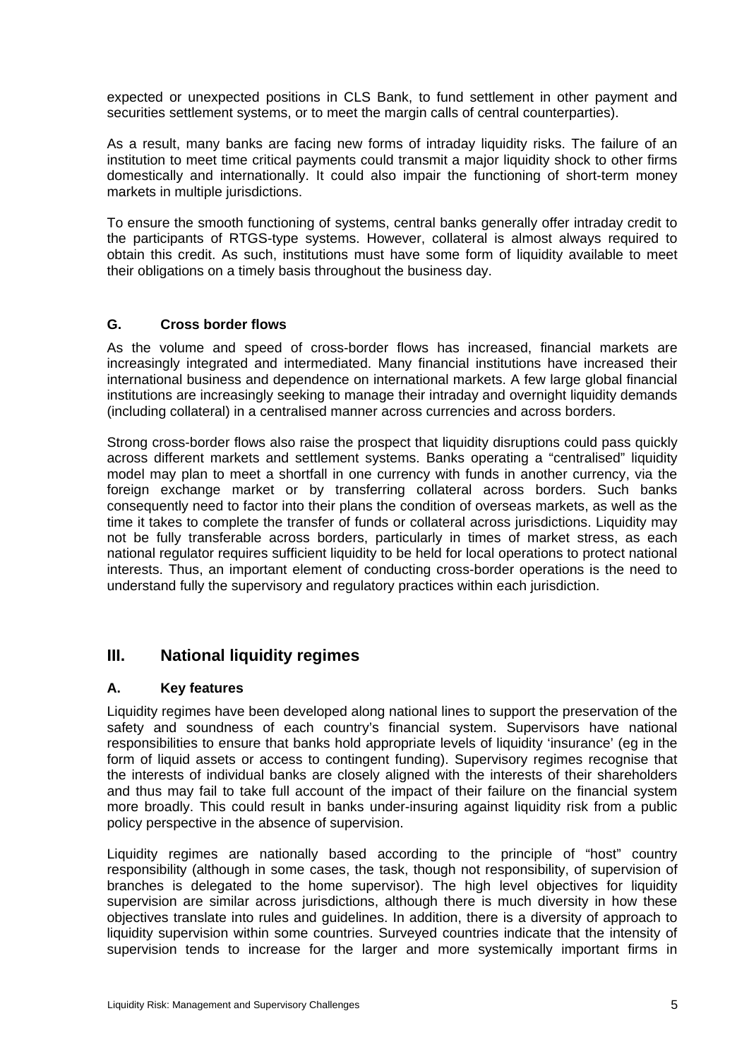expected or unexpected positions in CLS Bank, to fund settlement in other payment and securities settlement systems, or to meet the margin calls of central counterparties).

As a result, many banks are facing new forms of intraday liquidity risks. The failure of an institution to meet time critical payments could transmit a major liquidity shock to other firms domestically and internationally. It could also impair the functioning of short-term money markets in multiple jurisdictions.

To ensure the smooth functioning of systems, central banks generally offer intraday credit to the participants of RTGS-type systems. However, collateral is almost always required to obtain this credit. As such, institutions must have some form of liquidity available to meet their obligations on a timely basis throughout the business day.

### G. Cross border flows

As the volume and speed of cross-border flows has increased, financial markets are increasingly integrated and intermediated. Many financial institutions have increased their international business and dependence on international markets. A few large global financial institutions are increasingly seeking to manage their intraday and overnight liquidity demands (including collateral) in a centralised manner across currencies and across borders.

Strong cross-border flows also raise the prospect that liquidity disruptions could pass quickly across different markets and settlement systems. Banks operating a "centralised" liquidity model may plan to meet a shortfall in one currency with funds in another currency, via the foreign exchange market or by transferring collateral across borders. Such banks consequently need to factor into their plans the condition of overseas markets, as well as the time it takes to complete the transfer of funds or collateral across jurisdictions. Liquidity may not be fully transferable across borders, particularly in times of market stress, as each national regulator requires sufficient liquidity to be held for local operations to protect national interests. Thus, an important element of conducting cross-border operations is the need to understand fully the supervisory and regulatory practices within each jurisdiction.

## III. National liquidity regimes

### A. Key features

Liquidity regimes have been developed along national lines to support the preservation of the safety and soundness of each country's financial system. Supervisors have national responsibilities to ensure that banks hold appropriate levels of liquidity 'insurance' (eg in the form of liquid assets or access to contingent funding). Supervisory regimes recognise that the interests of individual banks are closely aligned with the interests of their shareholders and thus may fail to take full account of the impact of their failure on the financial system more broadly. This could result in banks under-insuring against liquidity risk from a public policy perspective in the absence of supervision.

Liquidity regimes are nationally based according to the principle of "host" country responsibility (although in some cases, the task, though not responsibility, of supervision of branches is delegated to the home supervisor). The high level objectives for liquidity supervision are similar across jurisdictions, although there is much diversity in how these objectives translate into rules and guidelines. In addition, there is a diversity of approach to liquidity supervision within some countries. Surveyed countries indicate that the intensity of supervision tends to increase for the larger and more systemically important firms in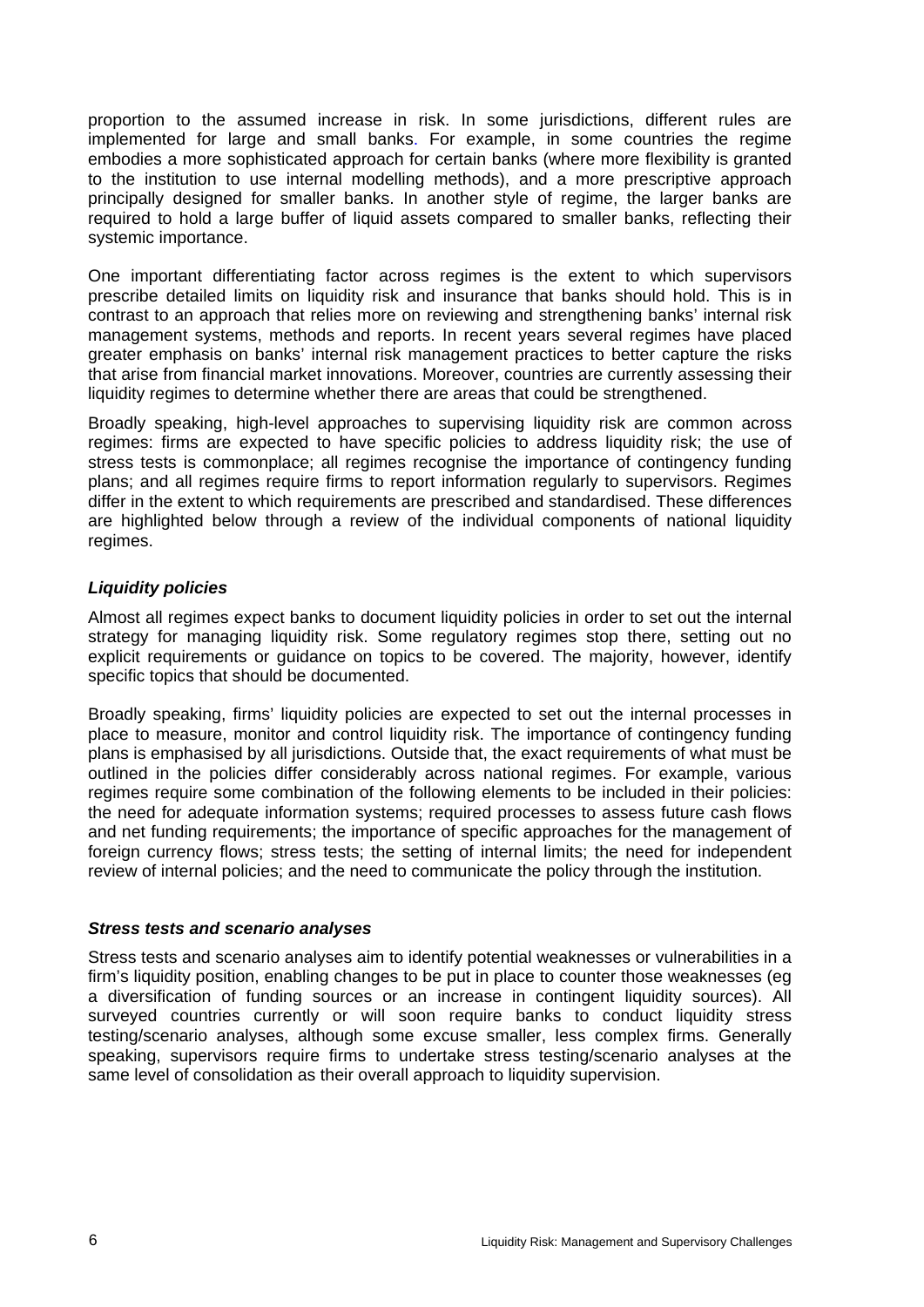proportion to the assumed increase in risk. In some jurisdictions, different rules are implemented for large and small banks. For example, in some countries the regime embodies a more sophisticated approach for certain banks (where more flexibility is granted to the institution to use internal modelling methods), and a more prescriptive approach principally designed for smaller banks. In another style of regime, the larger banks are required to hold a large buffer of liquid assets compared to smaller banks, reflecting their systemic importance.

One important differentiating factor across regimes is the extent to which supervisors prescribe detailed limits on liquidity risk and insurance that banks should hold. This is in contrast to an approach that relies more on reviewing and strengthening banks' internal risk management systems, methods and reports. In recent years several regimes have placed greater emphasis on banks' internal risk management practices to better capture the risks that arise from financial market innovations. Moreover, countries are currently assessing their liquidity regimes to determine whether there are areas that could be strengthened.

Broadly speaking, high-level approaches to supervising liquidity risk are common across regimes: firms are expected to have specific policies to address liquidity risk; the use of stress tests is commonplace; all regimes recognise the importance of contingency funding plans; and all regimes require firms to report information regularly to supervisors. Regimes differ in the extent to which requirements are prescribed and standardised. These differences are highlighted below through a review of the individual components of national liquidity regimes.

### *Liquidity policies*

Almost all regimes expect banks to document liquidity policies in order to set out the internal strategy for managing liquidity risk. Some regulatory regimes stop there, setting out no explicit requirements or guidance on topics to be covered. The majority, however, identify specific topics that should be documented.

Broadly speaking, firms' liquidity policies are expected to set out the internal processes in place to measure, monitor and control liquidity risk. The importance of contingency funding plans is emphasised by all jurisdictions. Outside that, the exact requirements of what must be outlined in the policies differ considerably across national regimes. For example, various regimes require some combination of the following elements to be included in their policies: the need for adequate information systems; required processes to assess future cash flows and net funding requirements; the importance of specific approaches for the management of foreign currency flows; stress tests; the setting of internal limits; the need for independent review of internal policies; and the need to communicate the policy through the institution.

### *Stress tests and scenario analyses*

Stress tests and scenario analyses aim to identify potential weaknesses or vulnerabilities in a firm's liquidity position, enabling changes to be put in place to counter those weaknesses (eg a diversification of funding sources or an increase in contingent liquidity sources). All surveyed countries currently or will soon require banks to conduct liquidity stress testing/scenario analyses, although some excuse smaller, less complex firms. Generally speaking, supervisors require firms to undertake stress testing/scenario analyses at the same level of consolidation as their overall approach to liquidity supervision.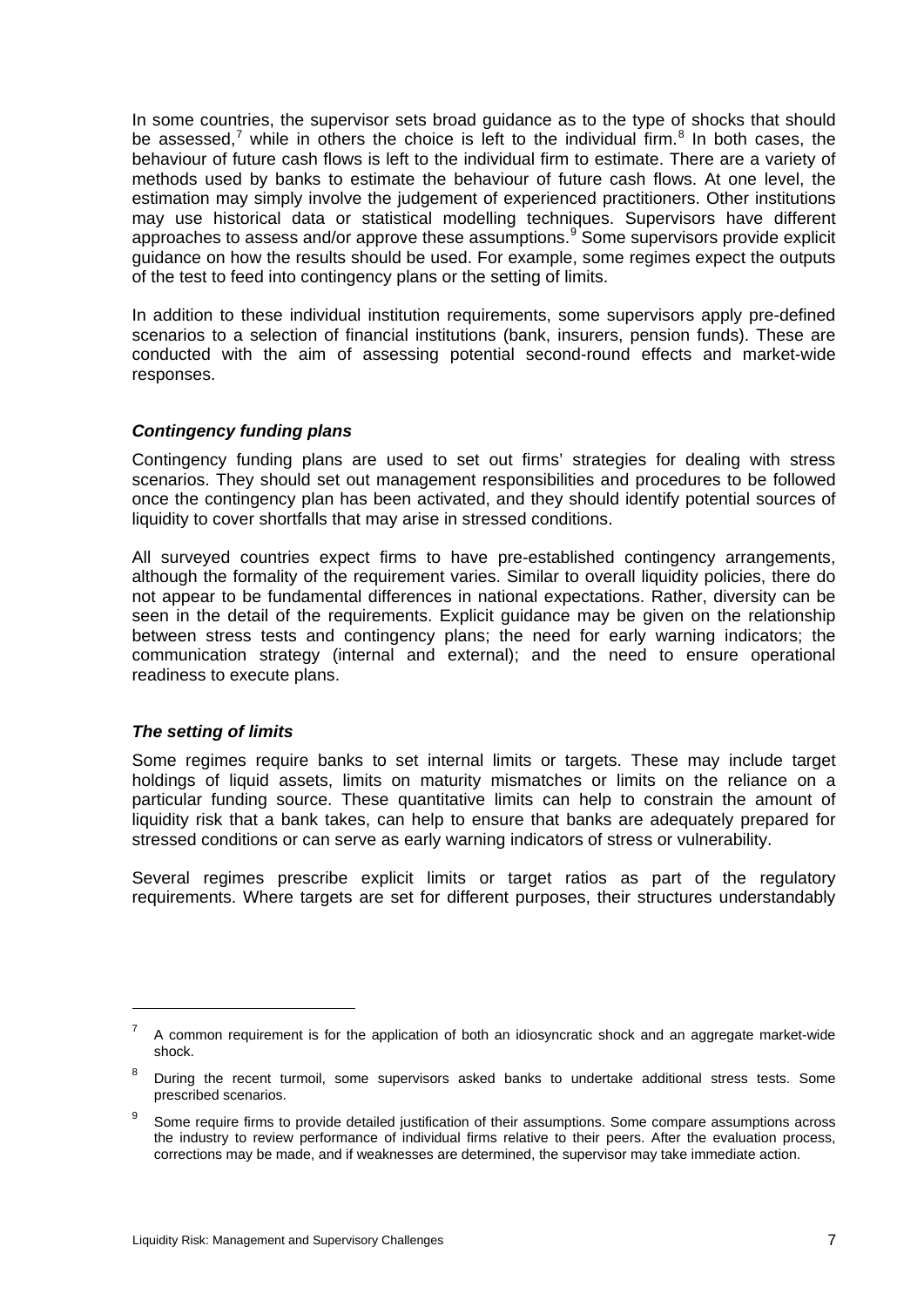In some countries, the supervisor sets broad guidance as to the type of shocks that should be assessed,[7] while in others the choice is left to the individual firm.[8] In both cases, the behaviour of future cash flows is left to the individual firm to estimate. There are a variety of methods used by banks to estimate the behaviour of future cash flows. At one level, the estimation may simply involve the judgement of experienced practitioners. Other institutions may use historical data or statistical modelling techniques. Supervisors have different approaches to assess and/or approve these assumptions.[9] Some supervisors provide explicit guidance on how the results should be used. For example, some regimes expect the outputs of the test to feed into contingency plans or the setting of limits.

In addition to these individual institution requirements, some supervisors apply pre-defined scenarios to a selection of financial institutions (bank, insurers, pension funds). These are conducted with the aim of assessing potential second-round effects and market-wide responses.

### *Contingency funding plans*

Contingency funding plans are used to set out firms' strategies for dealing with stress scenarios. They should set out management responsibilities and procedures to be followed once the contingency plan has been activated, and they should identify potential sources of liquidity to cover shortfalls that may arise in stressed conditions.

All surveyed countries expect firms to have pre-established contingency arrangements, although the formality of the requirement varies. Similar to overall liquidity policies, there do not appear to be fundamental differences in national expectations. Rather, diversity can be seen in the detail of the requirements. Explicit guidance may be given on the relationship between stress tests and contingency plans; the need for early warning indicators; the communication strategy (internal and external); and the need to ensure operational readiness to execute plans.

### *The setting of limits*

Some regimes require banks to set internal limits or targets. These may include target holdings of liquid assets, limits on maturity mismatches or limits on the reliance on a particular funding source. These quantitative limits can help to constrain the amount of liquidity risk that a bank takes, can help to ensure that banks are adequately prepared for stressed conditions or can serve as early warning indicators of stress or vulnerability.

Several regimes prescribe explicit limits or target ratios as part of the regulatory requirements. Where targets are set for different purposes, their structures understandably

---

[7] A common requirement is for the application of both an idiosyncratic shock and an aggregate market-wide shock.

[8] During the recent turmoil, some supervisors asked banks to undertake additional stress tests. Some prescribed scenarios.

[9] Some require firms to provide detailed justification of their assumptions. Some compare assumptions across the industry to review performance of individual firms relative to their peers. After the evaluation process, corrections may be made, and if weaknesses are determined, the supervisor may take immediate action.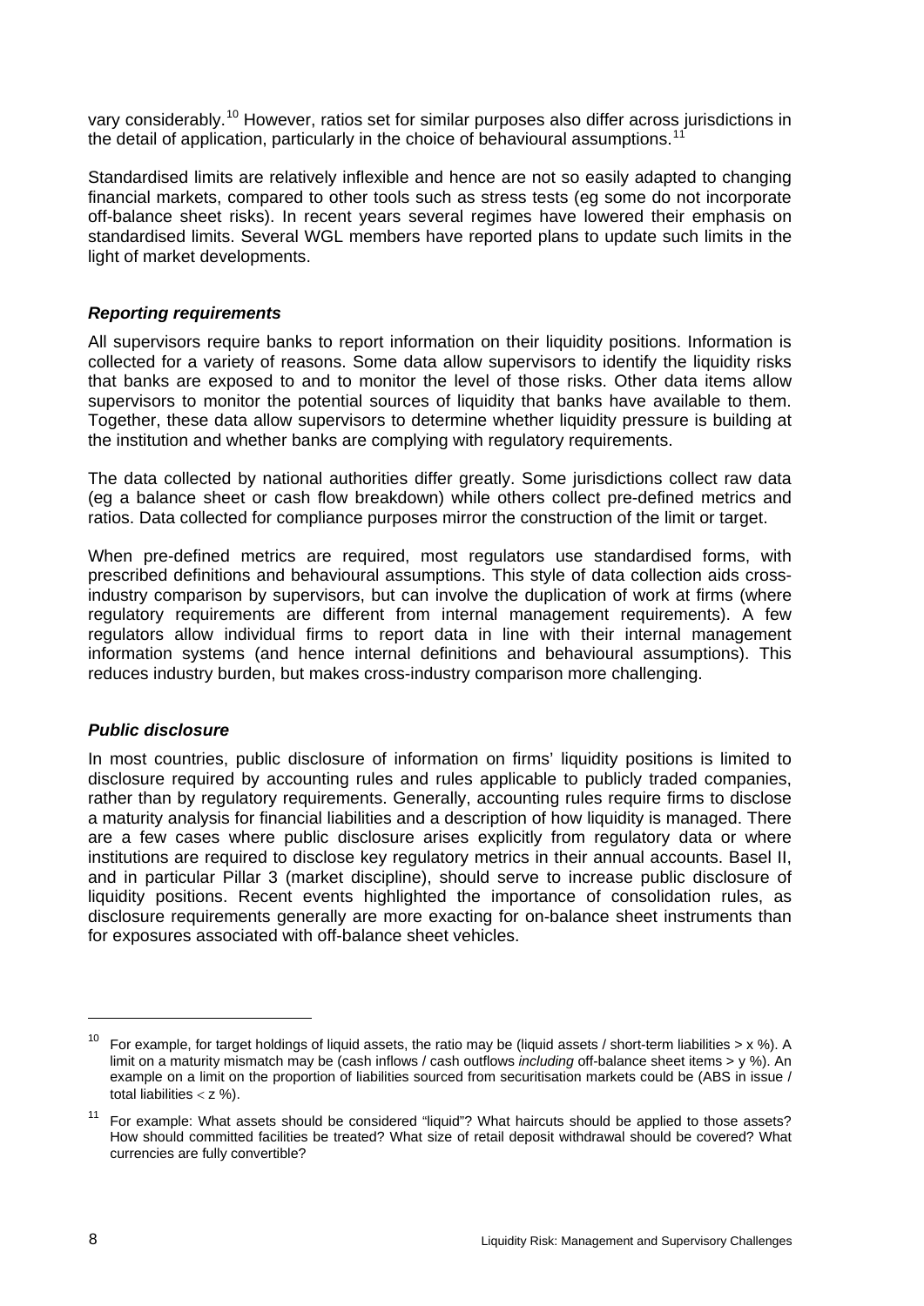vary considerably.[10] However, ratios set for similar purposes also differ across jurisdictions in the detail of application, particularly in the choice of behavioural assumptions.[11]

Standardised limits are relatively inflexible and hence are not so easily adapted to changing financial markets, compared to other tools such as stress tests (eg some do not incorporate off-balance sheet risks). In recent years several regimes have lowered their emphasis on standardised limits. Several WGL members have reported plans to update such limits in the light of market developments.

### *Reporting requirements*

All supervisors require banks to report information on their liquidity positions. Information is collected for a variety of reasons. Some data allow supervisors to identify the liquidity risks that banks are exposed to and to monitor the level of those risks. Other data items allow supervisors to monitor the potential sources of liquidity that banks have available to them. Together, these data allow supervisors to determine whether liquidity pressure is building at the institution and whether banks are complying with regulatory requirements.

The data collected by national authorities differ greatly. Some jurisdictions collect raw data (eg a balance sheet or cash flow breakdown) while others collect pre-defined metrics and ratios. Data collected for compliance purposes mirror the construction of the limit or target.

When pre-defined metrics are required, most regulators use standardised forms, with prescribed definitions and behavioural assumptions. This style of data collection aids cross-industry comparison by supervisors, but can involve the duplication of work at firms (where regulatory requirements are different from internal management requirements). A few regulators allow individual firms to report data in line with their internal management information systems (and hence internal definitions and behavioural assumptions). This reduces industry burden, but makes cross-industry comparison more challenging.

### *Public disclosure*

In most countries, public disclosure of information on firms' liquidity positions is limited to disclosure required by accounting rules and rules applicable to publicly traded companies, rather than by regulatory requirements. Generally, accounting rules require firms to disclose a maturity analysis for financial liabilities and a description of how liquidity is managed. There are a few cases where public disclosure arises explicitly from regulatory data or where institutions are required to disclose key regulatory metrics in their annual accounts. Basel II, and in particular Pillar 3 (market discipline), should serve to increase public disclosure of liquidity positions. Recent events highlighted the importance of consolidation rules, as disclosure requirements generally are more exacting for on-balance sheet instruments than for exposures associated with off-balance sheet vehicles.

---

[10] For example, for target holdings of liquid assets, the ratio may be (liquid assets / short-term liabilities > x %). A limit on a maturity mismatch may be (cash inflows / cash outflows *including* off-balance sheet items > y %). An example on a limit on the proportion of liabilities sourced from securitisation markets could be (ABS in issue / total liabilities < z %).

[11] For example: What assets should be considered "liquid"? What haircuts should be applied to those assets? How should committed facilities be treated? What size of retail deposit withdrawal should be covered? What currencies are fully convertible?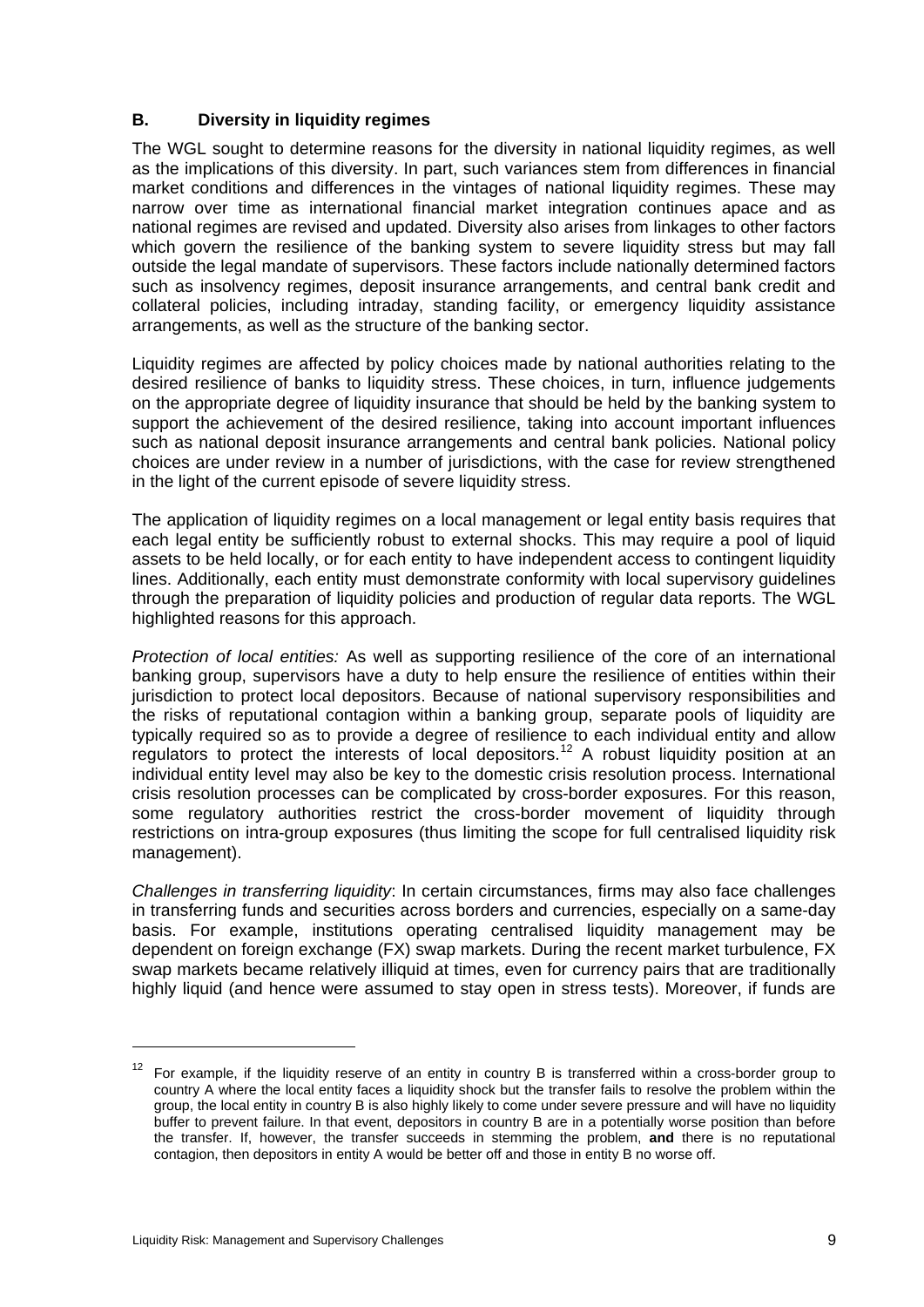## B. Diversity in liquidity regimes

The WGL sought to determine reasons for the diversity in national liquidity regimes, as well as the implications of this diversity. In part, such variances stem from differences in financial market conditions and differences in the vintages of national liquidity regimes. These may narrow over time as international financial market integration continues apace and as national regimes are revised and updated. Diversity also arises from linkages to other factors which govern the resilience of the banking system to severe liquidity stress but may fall outside the legal mandate of supervisors. These factors include nationally determined factors such as insolvency regimes, deposit insurance arrangements, and central bank credit and collateral policies, including intraday, standing facility, or emergency liquidity assistance arrangements, as well as the structure of the banking sector.

Liquidity regimes are affected by policy choices made by national authorities relating to the desired resilience of banks to liquidity stress. These choices, in turn, influence judgements on the appropriate degree of liquidity insurance that should be held by the banking system to support the achievement of the desired resilience, taking into account important influences such as national deposit insurance arrangements and central bank policies. National policy choices are under review in a number of jurisdictions, with the case for review strengthened in the light of the current episode of severe liquidity stress.

The application of liquidity regimes on a local management or legal entity basis requires that each legal entity be sufficiently robust to external shocks. This may require a pool of liquid assets to be held locally, or for each entity to have independent access to contingent liquidity lines. Additionally, each entity must demonstrate conformity with local supervisory guidelines through the preparation of liquidity policies and production of regular data reports. The WGL highlighted reasons for this approach.

*Protection of local entities:* As well as supporting resilience of the core of an international banking group, supervisors have a duty to help ensure the resilience of entities within their jurisdiction to protect local depositors. Because of national supervisory responsibilities and the risks of reputational contagion within a banking group, separate pools of liquidity are typically required so as to provide a degree of resilience to each individual entity and allow regulators to protect the interests of local depositors.[12] A robust liquidity position at an individual entity level may also be key to the domestic crisis resolution process. International crisis resolution processes can be complicated by cross-border exposures. For this reason, some regulatory authorities restrict the cross-border movement of liquidity through restrictions on intra-group exposures (thus limiting the scope for full centralised liquidity risk management).

*Challenges in transferring liquidity*: In certain circumstances, firms may also face challenges in transferring funds and securities across borders and currencies, especially on a same-day basis. For example, institutions operating centralised liquidity management may be dependent on foreign exchange (FX) swap markets. During the recent market turbulence, FX swap markets became relatively illiquid at times, even for currency pairs that are traditionally highly liquid (and hence were assumed to stay open in stress tests). Moreover, if funds are

---

[12] For example, if the liquidity reserve of an entity in country B is transferred within a cross-border group to country A where the local entity faces a liquidity shock but the transfer fails to resolve the problem within the group, the local entity in country B is also highly likely to come under severe pressure and will have no liquidity buffer to prevent failure. In that event, depositors in country B are in a potentially worse position than before the transfer. If, however, the transfer succeeds in stemming the problem, **and** there is no reputational contagion, then depositors in entity A would be better off and those in entity B no worse off.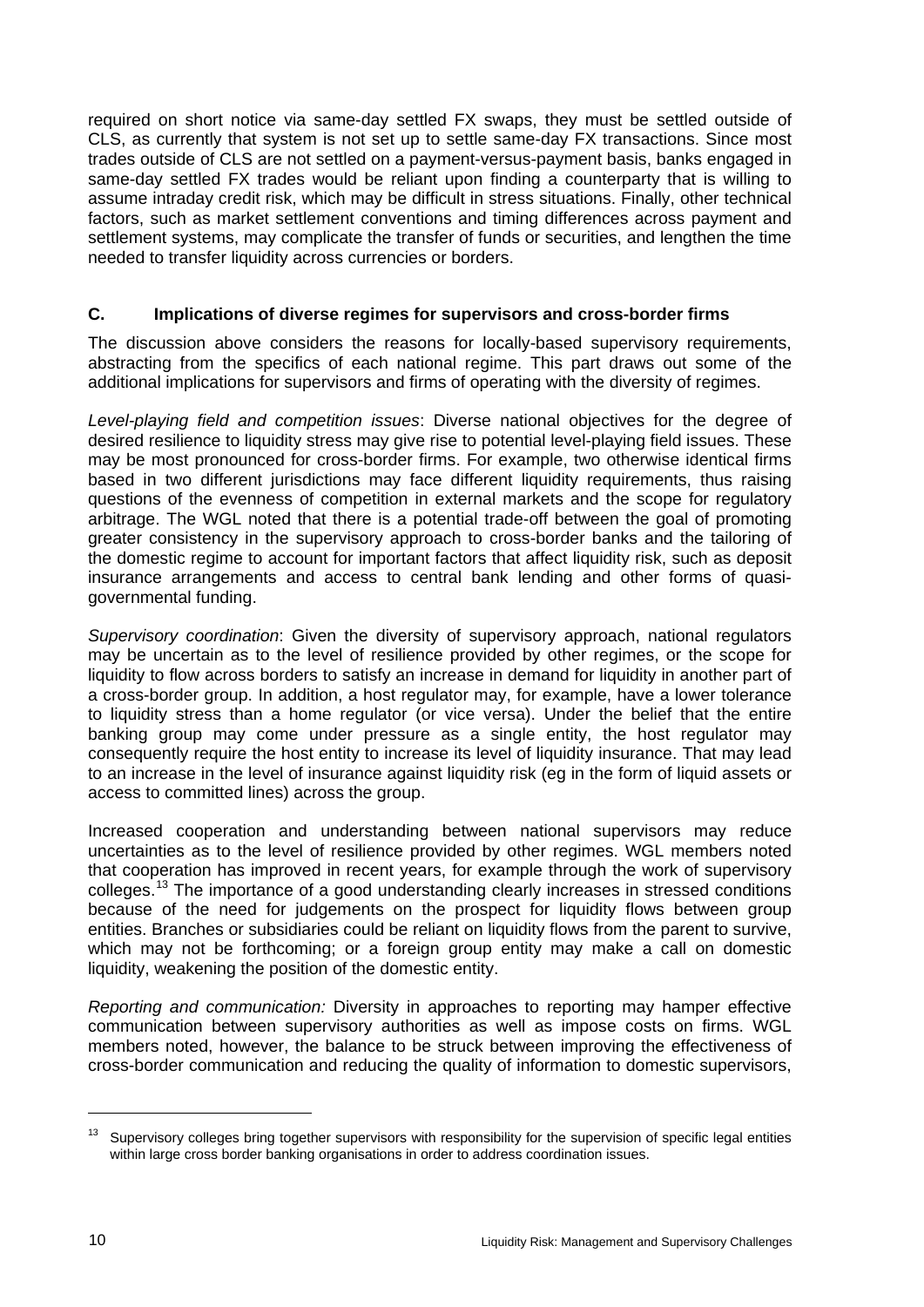required on short notice via same-day settled FX swaps, they must be settled outside of CLS, as currently that system is not set up to settle same-day FX transactions. Since most trades outside of CLS are not settled on a payment-versus-payment basis, banks engaged in same-day settled FX trades would be reliant upon finding a counterparty that is willing to assume intraday credit risk, which may be difficult in stress situations. Finally, other technical factors, such as market settlement conventions and timing differences across payment and settlement systems, may complicate the transfer of funds or securities, and lengthen the time needed to transfer liquidity across currencies or borders.

### C. Implications of diverse regimes for supervisors and cross-border firms

The discussion above considers the reasons for locally-based supervisory requirements, abstracting from the specifics of each national regime. This part draws out some of the additional implications for supervisors and firms of operating with the diversity of regimes.

*Level-playing field and competition issues*: Diverse national objectives for the degree of desired resilience to liquidity stress may give rise to potential level-playing field issues. These may be most pronounced for cross-border firms. For example, two otherwise identical firms based in two different jurisdictions may face different liquidity requirements, thus raising questions of the evenness of competition in external markets and the scope for regulatory arbitrage. The WGL noted that there is a potential trade-off between the goal of promoting greater consistency in the supervisory approach to cross-border banks and the tailoring of the domestic regime to account for important factors that affect liquidity risk, such as deposit insurance arrangements and access to central bank lending and other forms of quasi-governmental funding.

*Supervisory coordination*: Given the diversity of supervisory approach, national regulators may be uncertain as to the level of resilience provided by other regimes, or the scope for liquidity to flow across borders to satisfy an increase in demand for liquidity in another part of a cross-border group. In addition, a host regulator may, for example, have a lower tolerance to liquidity stress than a home regulator (or vice versa). Under the belief that the entire banking group may come under pressure as a single entity, the host regulator may consequently require the host entity to increase its level of liquidity insurance. That may lead to an increase in the level of insurance against liquidity risk (eg in the form of liquid assets or access to committed lines) across the group.

Increased cooperation and understanding between national supervisors may reduce uncertainties as to the level of resilience provided by other regimes. WGL members noted that cooperation has improved in recent years, for example through the work of supervisory colleges.[13] The importance of a good understanding clearly increases in stressed conditions because of the need for judgements on the prospect for liquidity flows between group entities. Branches or subsidiaries could be reliant on liquidity flows from the parent to survive, which may not be forthcoming; or a foreign group entity may make a call on domestic liquidity, weakening the position of the domestic entity.

*Reporting and communication:* Diversity in approaches to reporting may hamper effective communication between supervisory authorities as well as impose costs on firms. WGL members noted, however, the balance to be struck between improving the effectiveness of cross-border communication and reducing the quality of information to domestic supervisors,

---

[13] Supervisory colleges bring together supervisors with responsibility for the supervision of specific legal entities within large cross border banking organisations in order to address coordination issues.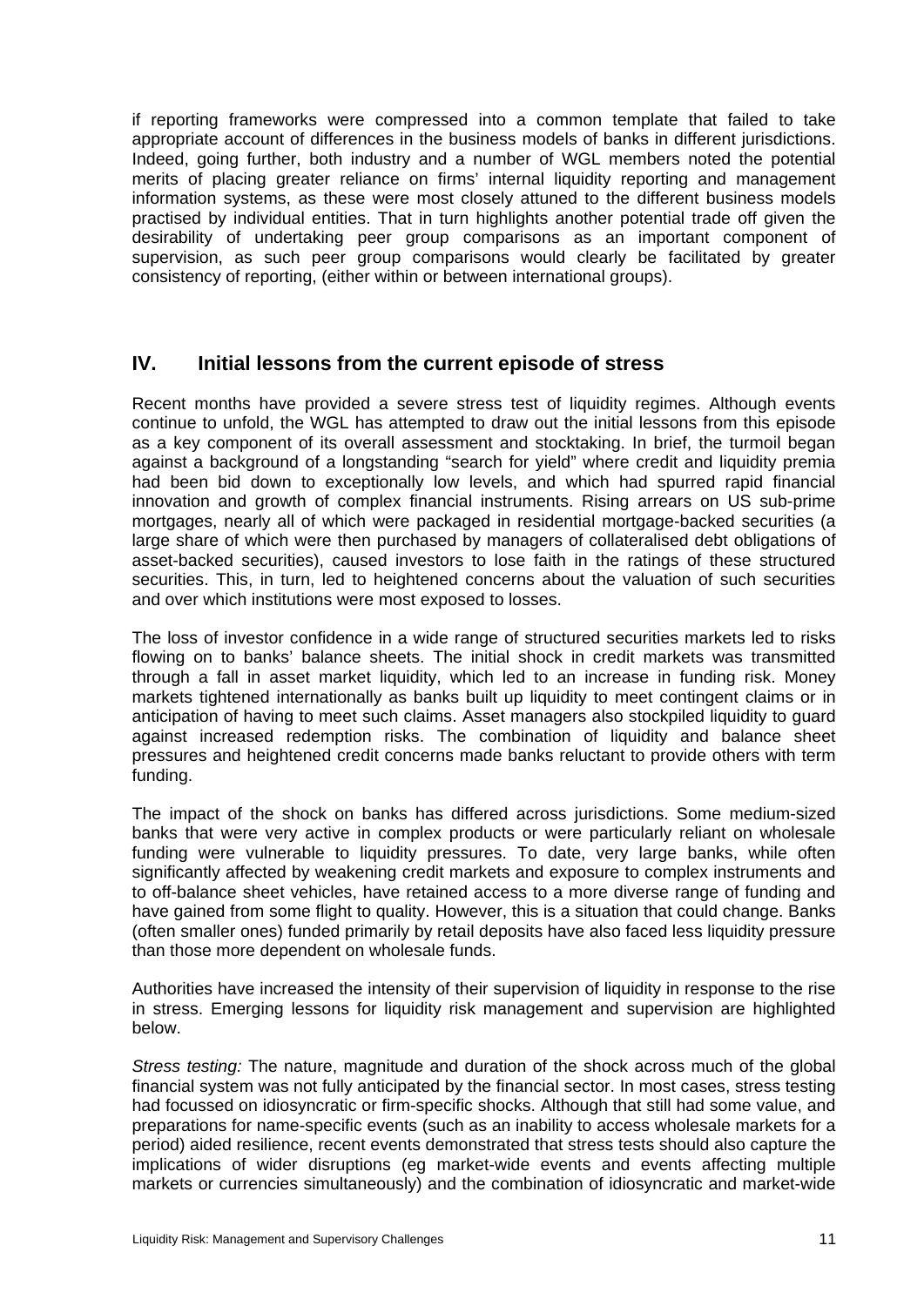if reporting frameworks were compressed into a common template that failed to take appropriate account of differences in the business models of banks in different jurisdictions. Indeed, going further, both industry and a number of WGL members noted the potential merits of placing greater reliance on firms' internal liquidity reporting and management information systems, as these were most closely attuned to the different business models practised by individual entities. That in turn highlights another potential trade off given the desirability of undertaking peer group comparisons as an important component of supervision, as such peer group comparisons would clearly be facilitated by greater consistency of reporting, (either within or between international groups).

## IV. Initial lessons from the current episode of stress

Recent months have provided a severe stress test of liquidity regimes. Although events continue to unfold, the WGL has attempted to draw out the initial lessons from this episode as a key component of its overall assessment and stocktaking. In brief, the turmoil began against a background of a longstanding "search for yield" where credit and liquidity premia had been bid down to exceptionally low levels, and which had spurred rapid financial innovation and growth of complex financial instruments. Rising arrears on US sub-prime mortgages, nearly all of which were packaged in residential mortgage-backed securities (a large share of which were then purchased by managers of collateralised debt obligations of asset-backed securities), caused investors to lose faith in the ratings of these structured securities. This, in turn, led to heightened concerns about the valuation of such securities and over which institutions were most exposed to losses.

The loss of investor confidence in a wide range of structured securities markets led to risks flowing on to banks' balance sheets. The initial shock in credit markets was transmitted through a fall in asset market liquidity, which led to an increase in funding risk. Money markets tightened internationally as banks built up liquidity to meet contingent claims or in anticipation of having to meet such claims. Asset managers also stockpiled liquidity to guard against increased redemption risks. The combination of liquidity and balance sheet pressures and heightened credit concerns made banks reluctant to provide others with term funding.

The impact of the shock on banks has differed across jurisdictions. Some medium-sized banks that were very active in complex products or were particularly reliant on wholesale funding were vulnerable to liquidity pressures. To date, very large banks, while often significantly affected by weakening credit markets and exposure to complex instruments and to off-balance sheet vehicles, have retained access to a more diverse range of funding and have gained from some flight to quality. However, this is a situation that could change. Banks (often smaller ones) funded primarily by retail deposits have also faced less liquidity pressure than those more dependent on wholesale funds.

Authorities have increased the intensity of their supervision of liquidity in response to the rise in stress. Emerging lessons for liquidity risk management and supervision are highlighted below.

*Stress testing:* The nature, magnitude and duration of the shock across much of the global financial system was not fully anticipated by the financial sector. In most cases, stress testing had focussed on idiosyncratic or firm-specific shocks. Although that still had some value, and preparations for name-specific events (such as an inability to access wholesale markets for a period) aided resilience, recent events demonstrated that stress tests should also capture the implications of wider disruptions (eg market-wide events and events affecting multiple markets or currencies simultaneously) and the combination of idiosyncratic and market-wide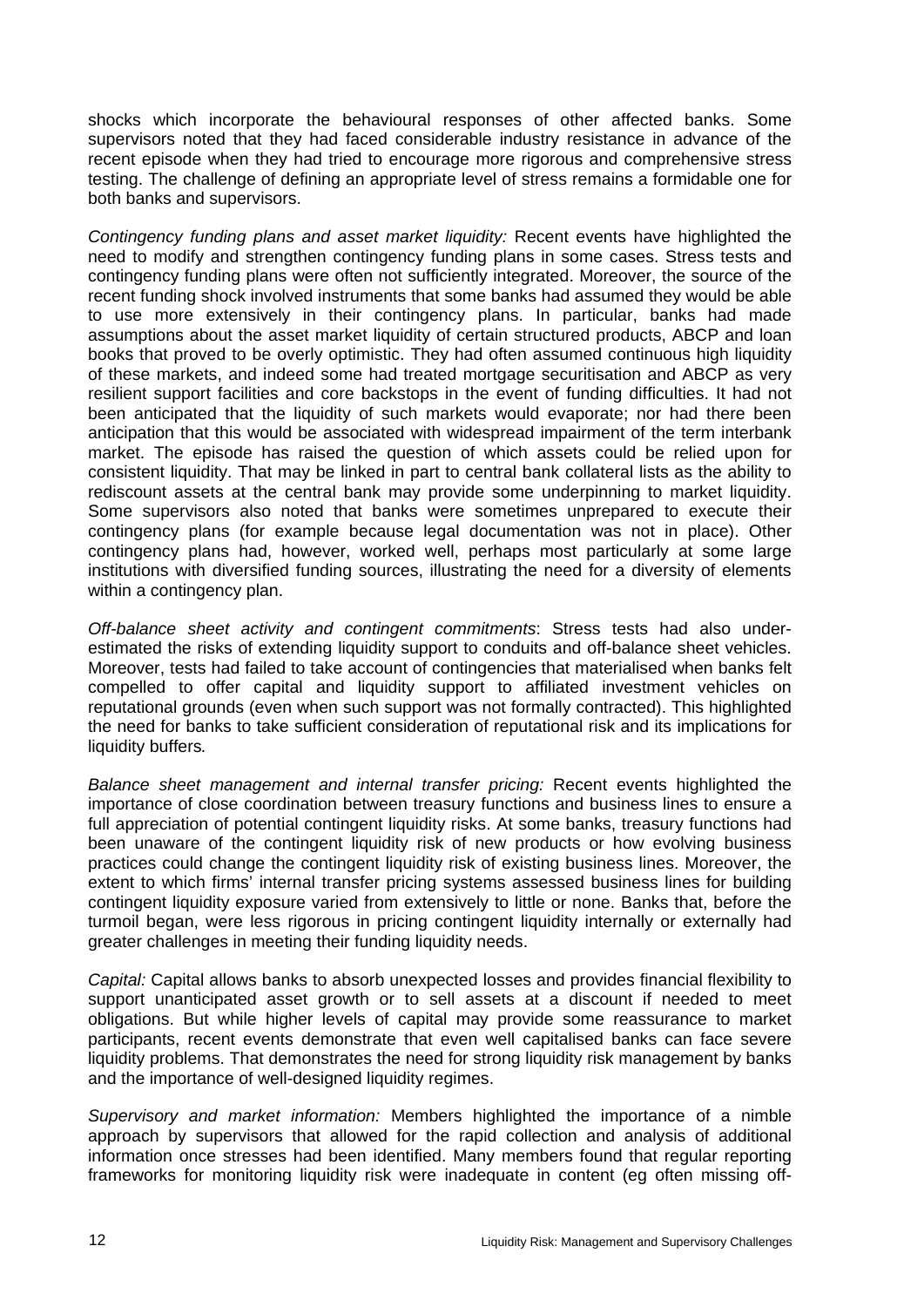shocks which incorporate the behavioural responses of other affected banks. Some supervisors noted that they had faced considerable industry resistance in advance of the recent episode when they had tried to encourage more rigorous and comprehensive stress testing. The challenge of defining an appropriate level of stress remains a formidable one for both banks and supervisors.

*Contingency funding plans and asset market liquidity:* Recent events have highlighted the need to modify and strengthen contingency funding plans in some cases. Stress tests and contingency funding plans were often not sufficiently integrated. Moreover, the source of the recent funding shock involved instruments that some banks had assumed they would be able to use more extensively in their contingency plans. In particular, banks had made assumptions about the asset market liquidity of certain structured products, ABCP and loan books that proved to be overly optimistic. They had often assumed continuous high liquidity of these markets, and indeed some had treated mortgage securitisation and ABCP as very resilient support facilities and core backstops in the event of funding difficulties. It had not been anticipated that the liquidity of such markets would evaporate; nor had there been anticipation that this would be associated with widespread impairment of the term interbank market. The episode has raised the question of which assets could be relied upon for consistent liquidity. That may be linked in part to central bank collateral lists as the ability to rediscount assets at the central bank may provide some underpinning to market liquidity. Some supervisors also noted that banks were sometimes unprepared to execute their contingency plans (for example because legal documentation was not in place). Other contingency plans had, however, worked well, perhaps most particularly at some large institutions with diversified funding sources, illustrating the need for a diversity of elements within a contingency plan.

*Off-balance sheet activity and contingent commitments*: Stress tests had also under-estimated the risks of extending liquidity support to conduits and off-balance sheet vehicles. Moreover, tests had failed to take account of contingencies that materialised when banks felt compelled to offer capital and liquidity support to affiliated investment vehicles on reputational grounds (even when such support was not formally contracted). This highlighted the need for banks to take sufficient consideration of reputational risk and its implications for liquidity buffers.

*Balance sheet management and internal transfer pricing:* Recent events highlighted the importance of close coordination between treasury functions and business lines to ensure a full appreciation of potential contingent liquidity risks. At some banks, treasury functions had been unaware of the contingent liquidity risk of new products or how evolving business practices could change the contingent liquidity risk of existing business lines. Moreover, the extent to which firms' internal transfer pricing systems assessed business lines for building contingent liquidity exposure varied from extensively to little or none. Banks that, before the turmoil began, were less rigorous in pricing contingent liquidity internally or externally had greater challenges in meeting their funding liquidity needs.

*Capital:* Capital allows banks to absorb unexpected losses and provides financial flexibility to support unanticipated asset growth or to sell assets at a discount if needed to meet obligations. But while higher levels of capital may provide some reassurance to market participants, recent events demonstrate that even well capitalised banks can face severe liquidity problems. That demonstrates the need for strong liquidity risk management by banks and the importance of well-designed liquidity regimes.

*Supervisory and market information:* Members highlighted the importance of a nimble approach by supervisors that allowed for the rapid collection and analysis of additional information once stresses had been identified. Many members found that regular reporting frameworks for monitoring liquidity risk were inadequate in content (eg often missing off-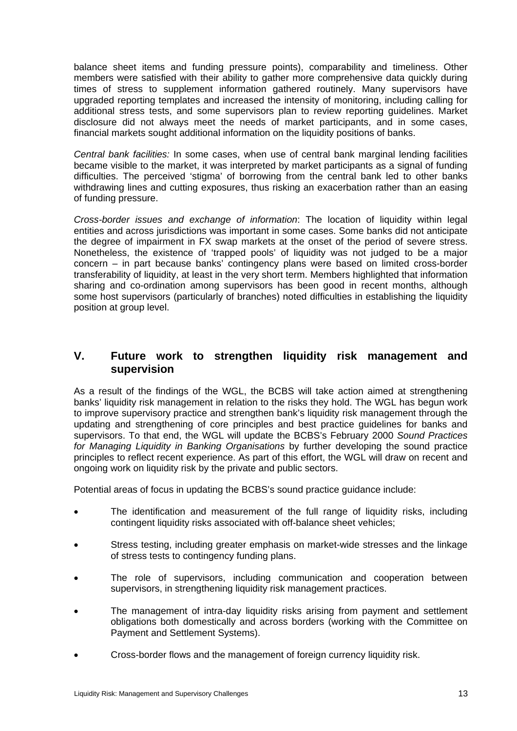balance sheet items and funding pressure points), comparability and timeliness. Other members were satisfied with their ability to gather more comprehensive data quickly during times of stress to supplement information gathered routinely. Many supervisors have upgraded reporting templates and increased the intensity of monitoring, including calling for additional stress tests, and some supervisors plan to review reporting guidelines. Market disclosure did not always meet the needs of market participants, and in some cases, financial markets sought additional information on the liquidity positions of banks.

*Central bank facilities:* In some cases, when use of central bank marginal lending facilities became visible to the market, it was interpreted by market participants as a signal of funding difficulties. The perceived 'stigma' of borrowing from the central bank led to other banks withdrawing lines and cutting exposures, thus risking an exacerbation rather than an easing of funding pressure.

*Cross-border issues and exchange of information*: The location of liquidity within legal entities and across jurisdictions was important in some cases. Some banks did not anticipate the degree of impairment in FX swap markets at the onset of the period of severe stress. Nonetheless, the existence of 'trapped pools' of liquidity was not judged to be a major concern – in part because banks' contingency plans were based on limited cross-border transferability of liquidity, at least in the very short term. Members highlighted that information sharing and co-ordination among supervisors has been good in recent months, although some host supervisors (particularly of branches) noted difficulties in establishing the liquidity position at group level.

## V. Future work to strengthen liquidity risk management and supervision

As a result of the findings of the WGL, the BCBS will take action aimed at strengthening banks' liquidity risk management in relation to the risks they hold. The WGL has begun work to improve supervisory practice and strengthen bank's liquidity risk management through the updating and strengthening of core principles and best practice guidelines for banks and supervisors. To that end, the WGL will update the BCBS's February 2000 *Sound Practices for Managing Liquidity in Banking Organisations* by further developing the sound practice principles to reflect recent experience. As part of this effort, the WGL will draw on recent and ongoing work on liquidity risk by the private and public sectors.

Potential areas of focus in updating the BCBS's sound practice guidance include:

- The identification and measurement of the full range of liquidity risks, including contingent liquidity risks associated with off-balance sheet vehicles;
- Stress testing, including greater emphasis on market-wide stresses and the linkage of stress tests to contingency funding plans.
- The role of supervisors, including communication and cooperation between supervisors, in strengthening liquidity risk management practices.
- The management of intra-day liquidity risks arising from payment and settlement obligations both domestically and across borders (working with the Committee on Payment and Settlement Systems).
- Cross-border flows and the management of foreign currency liquidity risk.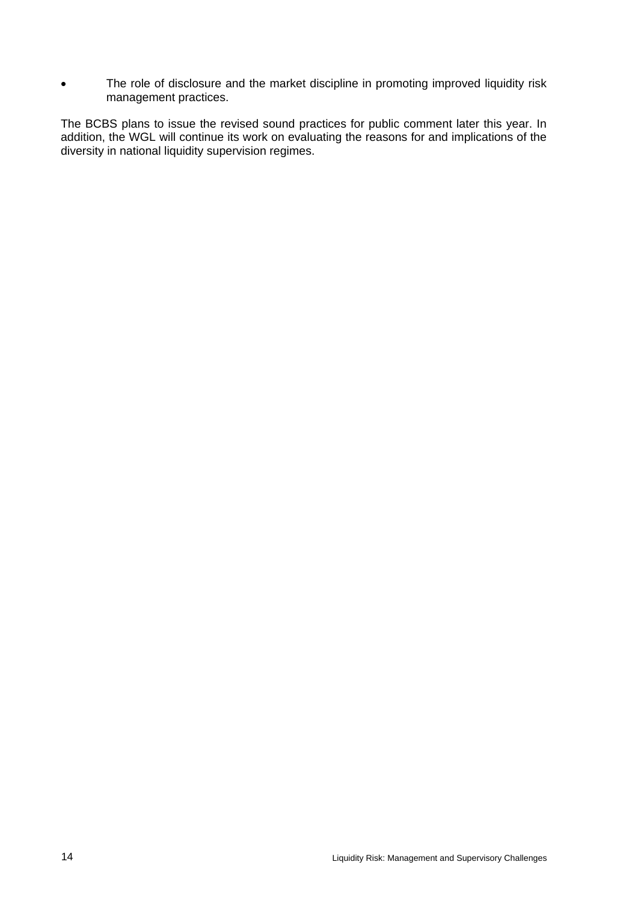- The role of disclosure and the market discipline in promoting improved liquidity risk management practices.

The BCBS plans to issue the revised sound practices for public comment later this year. In addition, the WGL will continue its work on evaluating the reasons for and implications of the diversity in national liquidity supervision regimes.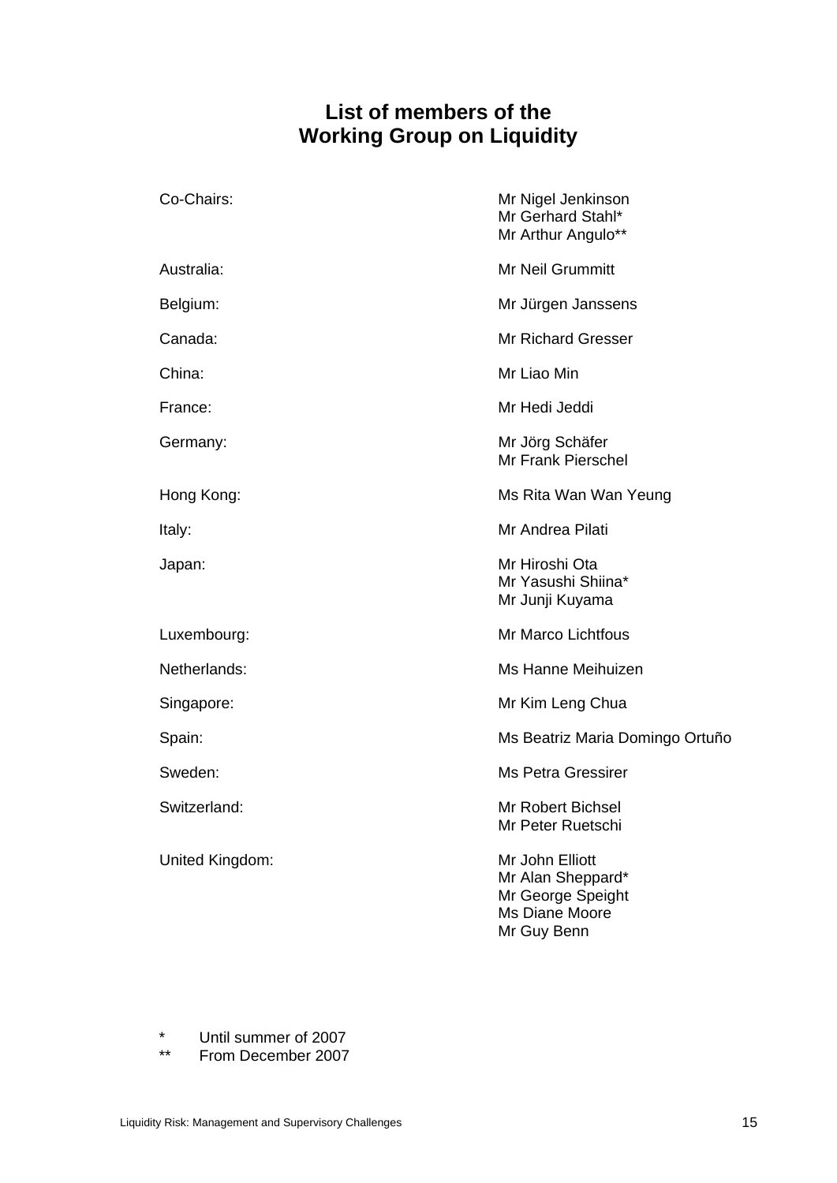# List of members of the Working Group on Liquidity

| | |
|---|---|
| Co-Chairs: | Mr Nigel Jenkinson<br>Mr Gerhard Stahl*<br>Mr Arthur Angulo** |
| Australia: | Mr Neil Grummitt |
| Belgium: | Mr Jürgen Janssens |
| Canada: | Mr Richard Gresser |
| China: | Mr Liao Min |
| France: | Mr Hedi Jeddi |
| Germany: | Mr Jörg Schäfer<br>Mr Frank Pierschel |
| Hong Kong: | Ms Rita Wan Wan Yeung |
| Italy: | Mr Andrea Pilati |
| Japan: | Mr Hiroshi Ota<br>Mr Yasushi Shiina*<br>Mr Junji Kuyama |
| Luxembourg: | Mr Marco Lichtfous |
| Netherlands: | Ms Hanne Meihuizen |
| Singapore: | Mr Kim Leng Chua |
| Spain: | Ms Beatriz Maria Domingo Ortuño |
| Sweden: | Ms Petra Gressirer |
| Switzerland: | Mr Robert Bichsel<br>Mr Peter Ruetschi |
| United Kingdom: | Mr John Elliott<br>Mr Alan Sheppard*<br>Mr George Speight<br>Ms Diane Moore<br>Mr Guy Benn |

\* Until summer of 2007

\*\* From December 2007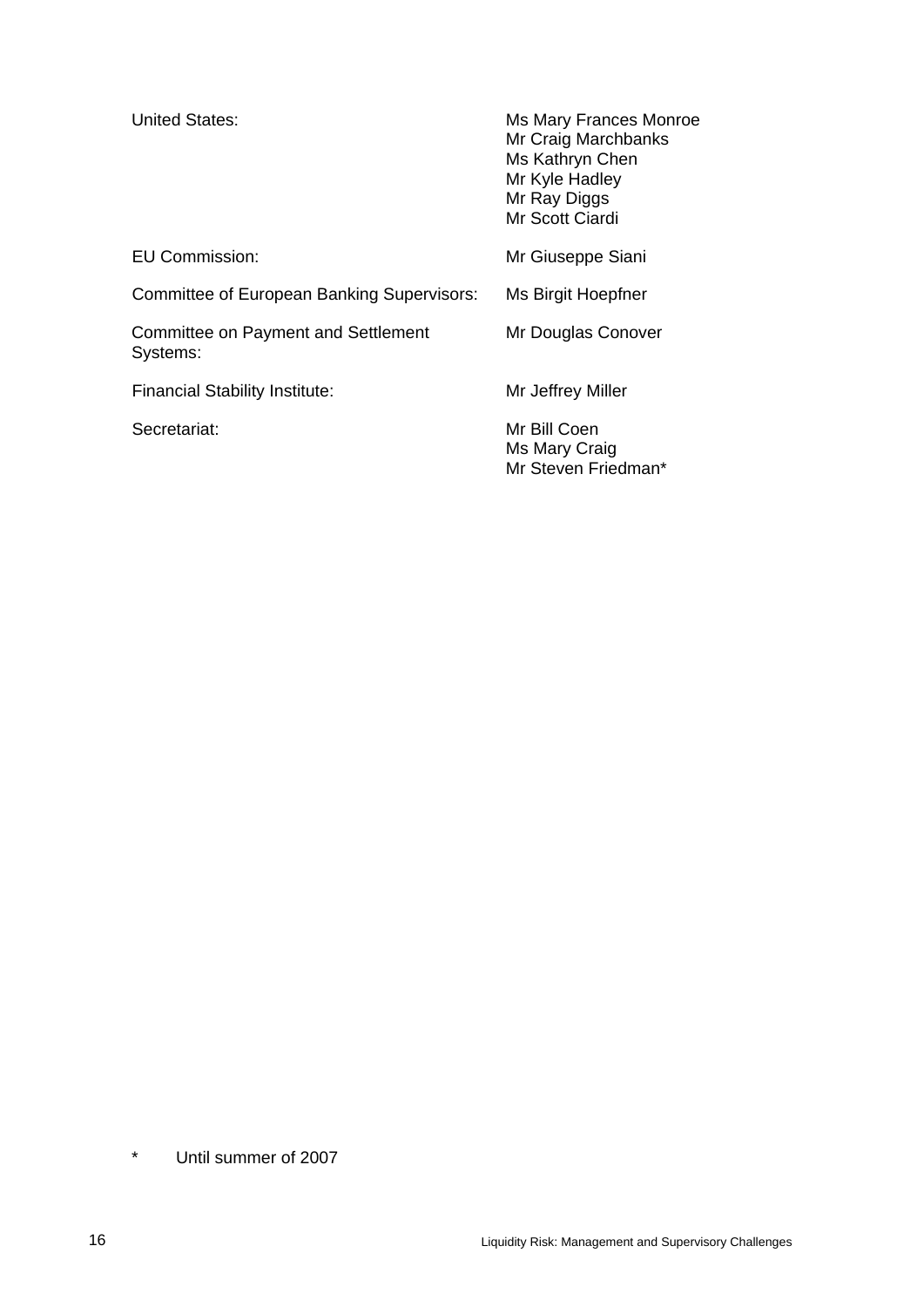| | |
|---|---|
| United States: | Ms Mary Frances Monroe<br>Mr Craig Marchbanks<br>Ms Kathryn Chen<br>Mr Kyle Hadley<br>Mr Ray Diggs<br>Mr Scott Ciardi |
| EU Commission: | Mr Giuseppe Siani |
| Committee of European Banking Supervisors: | Ms Birgit Hoepfner |
| Committee on Payment and Settlement Systems: | Mr Douglas Conover |
| Financial Stability Institute: | Mr Jeffrey Miller |
| Secretariat: | Mr Bill Coen<br>Ms Mary Craig<br>Mr Steven Friedman* |

\* Until summer of 2007